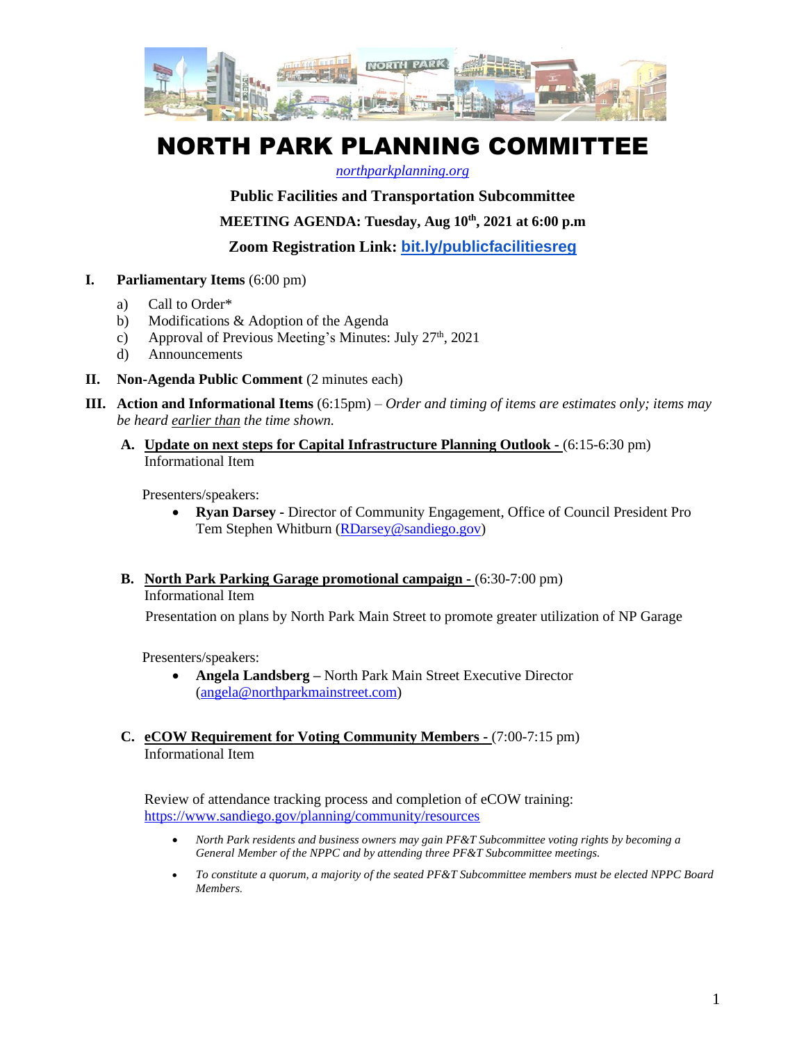# NORTH PARK PLANNING COMMITTEE

*northparkplanning.org*

**Public Facilities and Transportation Subcommittee**

**MEETING AGENDA: Tuesday, Aug 10th, 2021 at 6:00 p.m**

**Zoom Registration Link: bit.ly/publicfacilitiesreg**

**I. Parliamentary Items** (6:00 pm)

a) Call to Order*
b) Modifications & Adoption of the Agenda
c) Approval of Previous Meeting's Minutes: July 27th, 2021
d) Announcements

**II. Non-Agenda Public Comment** (2 minutes each)

**III. Action and Informational Items** (6:15pm) – *Order and timing of items are estimates only; items may be heard earlier than the time shown.*

**A. Update on next steps for Capital Infrastructure Planning Outlook -** (6:15-6:30 pm)
Informational Item

Presenters/speakers:

- **Ryan Darsey -** Director of Community Engagement, Office of Council President Pro Tem Stephen Whitburn (RDarsey@sandiego.gov)

**B. North Park Parking Garage promotional campaign -** (6:30-7:00 pm)
Informational Item

Presentation on plans by North Park Main Street to promote greater utilization of NP Garage

Presenters/speakers:

- **Angela Landsberg –** North Park Main Street Executive Director (angela@northparkmainstreet.com)

**C. eCOW Requirement for Voting Community Members -** (7:00-7:15 pm)
Informational Item

Review of attendance tracking process and completion of eCOW training: https://www.sandiego.gov/planning/community/resources

- *North Park residents and business owners may gain PF&T Subcommittee voting rights by becoming a General Member of the NPPC and by attending three PF&T Subcommittee meetings.*
- *To constitute a quorum, a majority of the seated PF&T Subcommittee members must be elected NPPC Board Members.*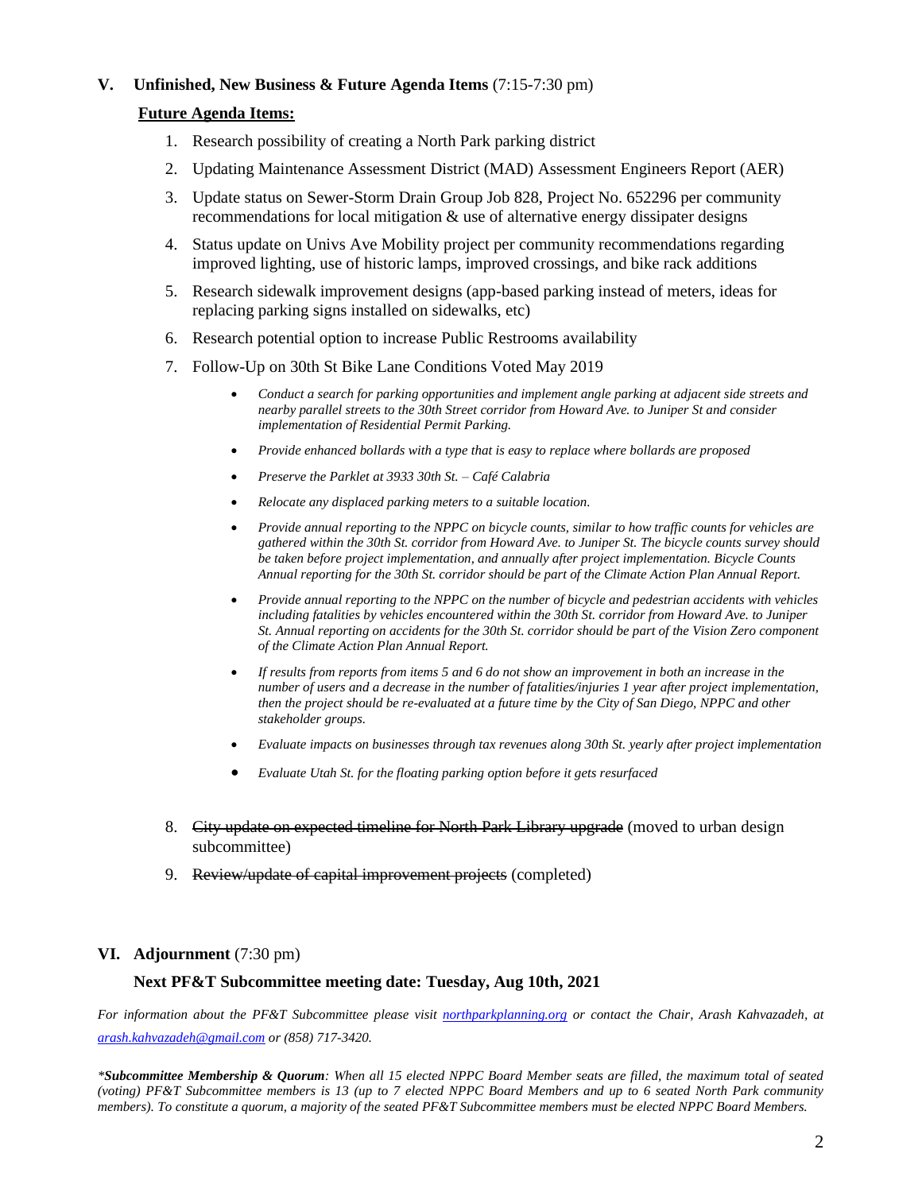## V. Unfinished, New Business & Future Agenda Items (7:15-7:30 pm)

**Future Agenda Items:**

1. Research possibility of creating a North Park parking district
2. Updating Maintenance Assessment District (MAD) Assessment Engineers Report (AER)
3. Update status on Sewer-Storm Drain Group Job 828, Project No. 652296 per community recommendations for local mitigation & use of alternative energy dissipater designs
4. Status update on Univs Ave Mobility project per community recommendations regarding improved lighting, use of historic lamps, improved crossings, and bike rack additions
5. Research sidewalk improvement designs (app-based parking instead of meters, ideas for replacing parking signs installed on sidewalks, etc)
6. Research potential option to increase Public Restrooms availability
7. Follow-Up on 30th St Bike Lane Conditions Voted May 2019
   - *Conduct a search for parking opportunities and implement angle parking at adjacent side streets and nearby parallel streets to the 30th Street corridor from Howard Ave. to Juniper St and consider implementation of Residential Permit Parking.*
   - *Provide enhanced bollards with a type that is easy to replace where bollards are proposed*
   - *Preserve the Parklet at 3933 30th St. – Café Calabria*
   - *Relocate any displaced parking meters to a suitable location.*
   - *Provide annual reporting to the NPPC on bicycle counts, similar to how traffic counts for vehicles are gathered within the 30th St. corridor from Howard Ave. to Juniper St. The bicycle counts survey should be taken before project implementation, and annually after project implementation. Bicycle Counts Annual reporting for the 30th St. corridor should be part of the Climate Action Plan Annual Report.*
   - *Provide annual reporting to the NPPC on the number of bicycle and pedestrian accidents with vehicles including fatalities by vehicles encountered within the 30th St. corridor from Howard Ave. to Juniper St. Annual reporting on accidents for the 30th St. corridor should be part of the Vision Zero component of the Climate Action Plan Annual Report.*
   - *If results from reports from items 5 and 6 do not show an improvement in both an increase in the number of users and a decrease in the number of fatalities/injuries 1 year after project implementation, then the project should be re-evaluated at a future time by the City of San Diego, NPPC and other stakeholder groups.*
   - *Evaluate impacts on businesses through tax revenues along 30th St. yearly after project implementation*
   - *Evaluate Utah St. for the floating parking option before it gets resurfaced*
8. ~~City update on expected timeline for North Park Library upgrade~~ (moved to urban design subcommittee)
9. ~~Review/update of capital improvement projects~~ (completed)

## VI. Adjournment (7:30 pm)

**Next PF&T Subcommittee meeting date: Tuesday, Aug 10th, 2021**

*For information about the PF&T Subcommittee please visit northparkplanning.org or contact the Chair, Arash Kahvazadeh, at arash.kahvazadeh@gmail.com or (858) 717-3420.*

****Subcommittee Membership & Quorum**: When all 15 elected NPPC Board Member seats are filled, the maximum total of seated (voting) PF&T Subcommittee members is 13 (up to 7 elected NPPC Board Members and up to 6 seated North Park community members). To constitute a quorum, a majority of the seated PF&T Subcommittee members must be elected NPPC Board Members.*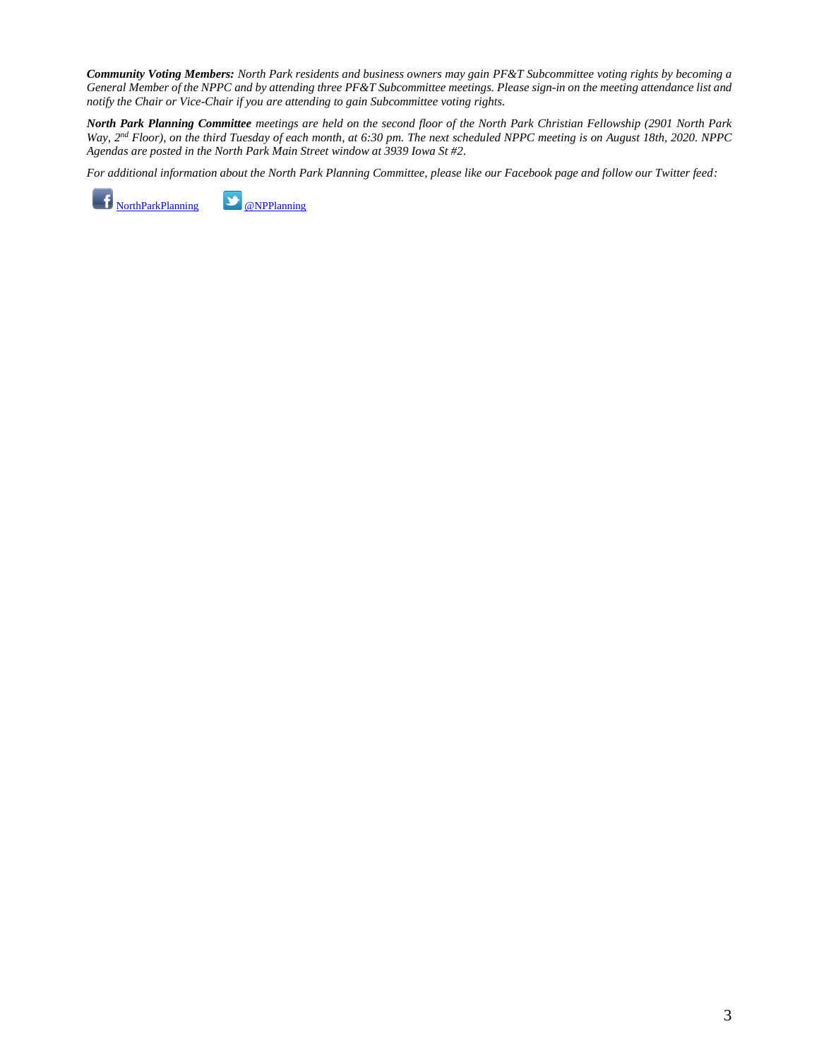***Community Voting Members:*** *North Park residents and business owners may gain PF&T Subcommittee voting rights by becoming a General Member of the NPPC and by attending three PF&T Subcommittee meetings. Please sign-in on the meeting attendance list and notify the Chair or Vice-Chair if you are attending to gain Subcommittee voting rights.*

***North Park Planning Committee*** *meetings are held on the second floor of the North Park Christian Fellowship (2901 North Park Way, 2nd Floor), on the third Tuesday of each month, at 6:30 pm. The next scheduled NPPC meeting is on August 18th, 2020. NPPC Agendas are posted in the North Park Main Street window at 3939 Iowa St #2.*

*For additional information about the North Park Planning Committee, please like our Facebook page and follow our Twitter feed:*

NorthParkPlanning    @NPPlanning